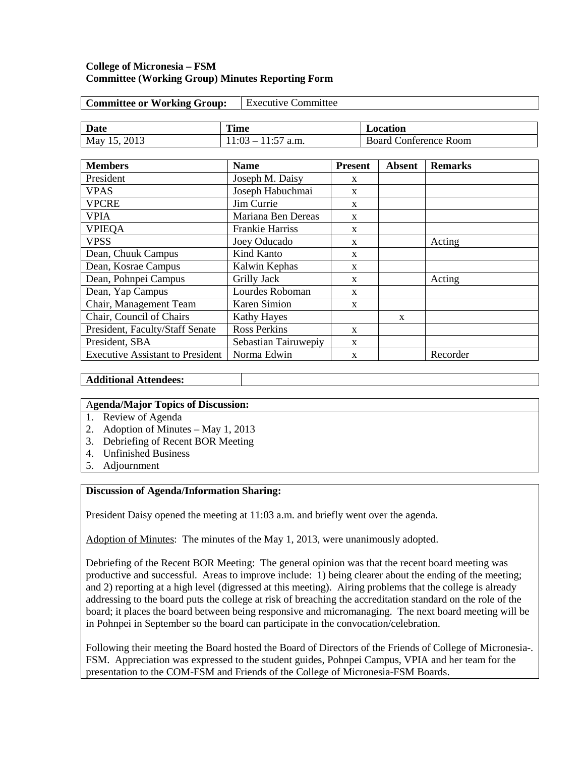**College of Micronesia – FSM**
**Committee (Working Group) Minutes Reporting Form**

| **Committee or Working Group:** | Executive Committee |
|---|---|

| **Date** | **Time** | **Location** |
|---|---|---|
| May 15, 2013 | 11:03 – 11:57 a.m. | Board Conference Room |

| **Members** | **Name** | **Present** | **Absent** | **Remarks** |
|---|---|---|---|---|
| President | Joseph M. Daisy | x | | |
| VPAS | Joseph Habuchmai | x | | |
| VPCRE | Jim Currie | x | | |
| VPIA | Mariana Ben Dereas | x | | |
| VPIEQA | Frankie Harriss | x | | |
| VPSS | Joey Oducado | x | | Acting |
| Dean, Chuuk Campus | Kind Kanto | x | | |
| Dean, Kosrae Campus | Kalwin Kephas | x | | |
| Dean, Pohnpei Campus | Grilly Jack | x | | Acting |
| Dean, Yap Campus | Lourdes Roboman | x | | |
| Chair, Management Team | Karen Simion | x | | |
| Chair, Council of Chairs | Kathy Hayes | | x | |
| President, Faculty/Staff Senate | Ross Perkins | x | | |
| President, SBA | Sebastian Tairuwepiy | x | | |
| Executive Assistant to President | Norma Edwin | x | | Recorder |

| **Additional Attendees:** | |
|---|---|

**Agenda/Major Topics of Discussion:**

1. Review of Agenda
2. Adoption of Minutes – May 1, 2013
3. Debriefing of Recent BOR Meeting
4. Unfinished Business
5. Adjournment

**Discussion of Agenda/Information Sharing:**

President Daisy opened the meeting at 11:03 a.m. and briefly went over the agenda.

Adoption of Minutes: The minutes of the May 1, 2013, were unanimously adopted.

Debriefing of the Recent BOR Meeting: The general opinion was that the recent board meeting was productive and successful. Areas to improve include: 1) being clearer about the ending of the meeting; and 2) reporting at a high level (digressed at this meeting). Airing problems that the college is already addressing to the board puts the college at risk of breaching the accreditation standard on the role of the board; it places the board between being responsive and micromanaging. The next board meeting will be in Pohnpei in September so the board can participate in the convocation/celebration.

Following their meeting the Board hosted the Board of Directors of the Friends of College of Micronesia-. FSM. Appreciation was expressed to the student guides, Pohnpei Campus, VPIA and her team for the presentation to the COM-FSM and Friends of the College of Micronesia-FSM Boards.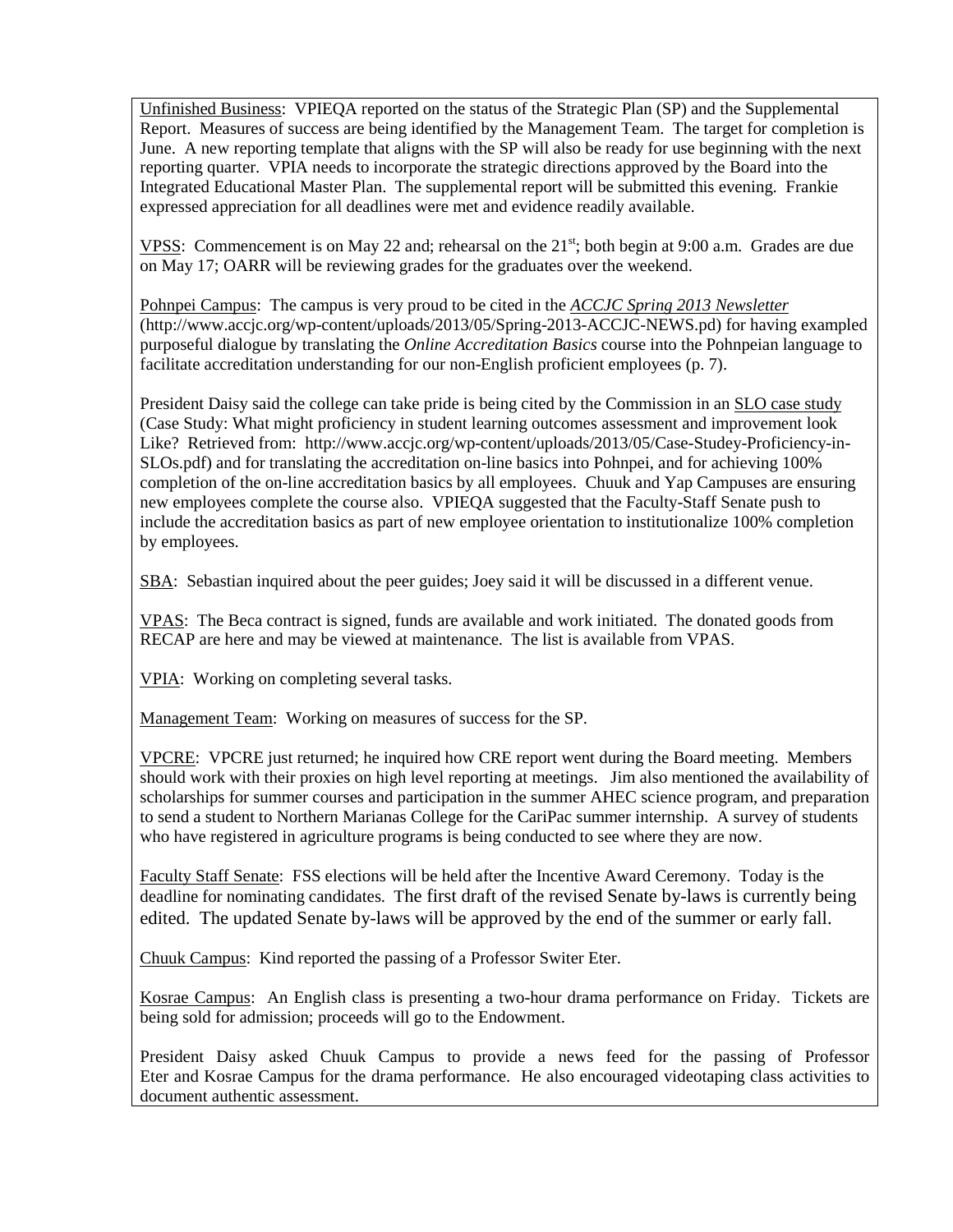Unfinished Business: VPIEQA reported on the status of the Strategic Plan (SP) and the Supplemental Report. Measures of success are being identified by the Management Team. The target for completion is June. A new reporting template that aligns with the SP will also be ready for use beginning with the next reporting quarter. VPIA needs to incorporate the strategic directions approved by the Board into the Integrated Educational Master Plan. The supplemental report will be submitted this evening. Frankie expressed appreciation for all deadlines were met and evidence readily available.

VPSS: Commencement is on May 22 and; rehearsal on the 21st; both begin at 9:00 a.m. Grades are due on May 17; OARR will be reviewing grades for the graduates over the weekend.

Pohnpei Campus: The campus is very proud to be cited in the *ACCJC Spring 2013 Newsletter* (http://www.accjc.org/wp-content/uploads/2013/05/Spring-2013-ACCJC-NEWS.pd) for having exampled purposeful dialogue by translating the *Online Accreditation Basics* course into the Pohnpeian language to facilitate accreditation understanding for our non-English proficient employees (p. 7).

President Daisy said the college can take pride is being cited by the Commission in an SLO case study (Case Study: What might proficiency in student learning outcomes assessment and improvement look Like? Retrieved from: http://www.accjc.org/wp-content/uploads/2013/05/Case-Studey-Proficiency-in-SLOs.pdf) and for translating the accreditation on-line basics into Pohnpei, and for achieving 100% completion of the on-line accreditation basics by all employees. Chuuk and Yap Campuses are ensuring new employees complete the course also. VPIEQA suggested that the Faculty-Staff Senate push to include the accreditation basics as part of new employee orientation to institutionalize 100% completion by employees.

SBA: Sebastian inquired about the peer guides; Joey said it will be discussed in a different venue.

VPAS: The Beca contract is signed, funds are available and work initiated. The donated goods from RECAP are here and may be viewed at maintenance. The list is available from VPAS.

VPIA: Working on completing several tasks.

Management Team: Working on measures of success for the SP.

VPCRE: VPCRE just returned; he inquired how CRE report went during the Board meeting. Members should work with their proxies on high level reporting at meetings. Jim also mentioned the availability of scholarships for summer courses and participation in the summer AHEC science program, and preparation to send a student to Northern Marianas College for the CariPac summer internship. A survey of students who have registered in agriculture programs is being conducted to see where they are now.

Faculty Staff Senate: FSS elections will be held after the Incentive Award Ceremony. Today is the deadline for nominating candidates. The first draft of the revised Senate by-laws is currently being edited. The updated Senate by-laws will be approved by the end of the summer or early fall.

Chuuk Campus: Kind reported the passing of a Professor Switer Eter.

Kosrae Campus: An English class is presenting a two-hour drama performance on Friday. Tickets are being sold for admission; proceeds will go to the Endowment.

President Daisy asked Chuuk Campus to provide a news feed for the passing of Professor Eter and Kosrae Campus for the drama performance. He also encouraged videotaping class activities to document authentic assessment.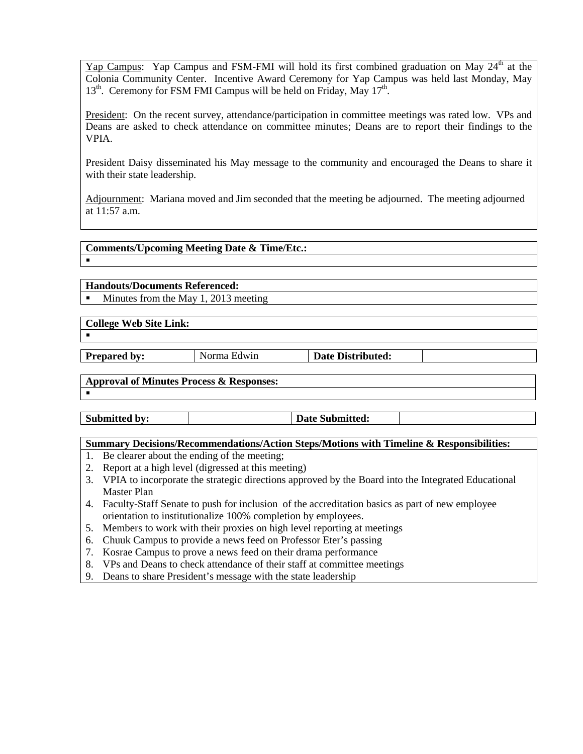Yap Campus: Yap Campus and FSM-FMI will hold its first combined graduation on May 24th at the Colonia Community Center. Incentive Award Ceremony for Yap Campus was held last Monday, May 13th. Ceremony for FSM FMI Campus will be held on Friday, May 17th.

President: On the recent survey, attendance/participation in committee meetings was rated low. VPs and Deans are asked to check attendance on committee minutes; Deans are to report their findings to the VPIA.

President Daisy disseminated his May message to the community and encouraged the Deans to share it with their state leadership.

Adjournment: Mariana moved and Jim seconded that the meeting be adjourned. The meeting adjourned at 11:57 a.m.

**Comments/Upcoming Meeting Date & Time/Etc.:**

- 

**Handouts/Documents Referenced:**

- Minutes from the May 1, 2013 meeting

**College Web Site Link:**

- 

| **Prepared by:** | Norma Edwin | **Date Distributed:** | |
|---|---|---|---|

**Approval of Minutes Process & Responses:**

- 

| **Submitted by:** | | **Date Submitted:** | |
|---|---|---|---|

**Summary Decisions/Recommendations/Action Steps/Motions with Timeline & Responsibilities:**

1. Be clearer about the ending of the meeting;
2. Report at a high level (digressed at this meeting)
3. VPIA to incorporate the strategic directions approved by the Board into the Integrated Educational Master Plan
4. Faculty-Staff Senate to push for inclusion of the accreditation basics as part of new employee orientation to institutionalize 100% completion by employees.
5. Members to work with their proxies on high level reporting at meetings
6. Chuuk Campus to provide a news feed on Professor Eter's passing
7. Kosrae Campus to prove a news feed on their drama performance
8. VPs and Deans to check attendance of their staff at committee meetings
9. Deans to share President's message with the state leadership